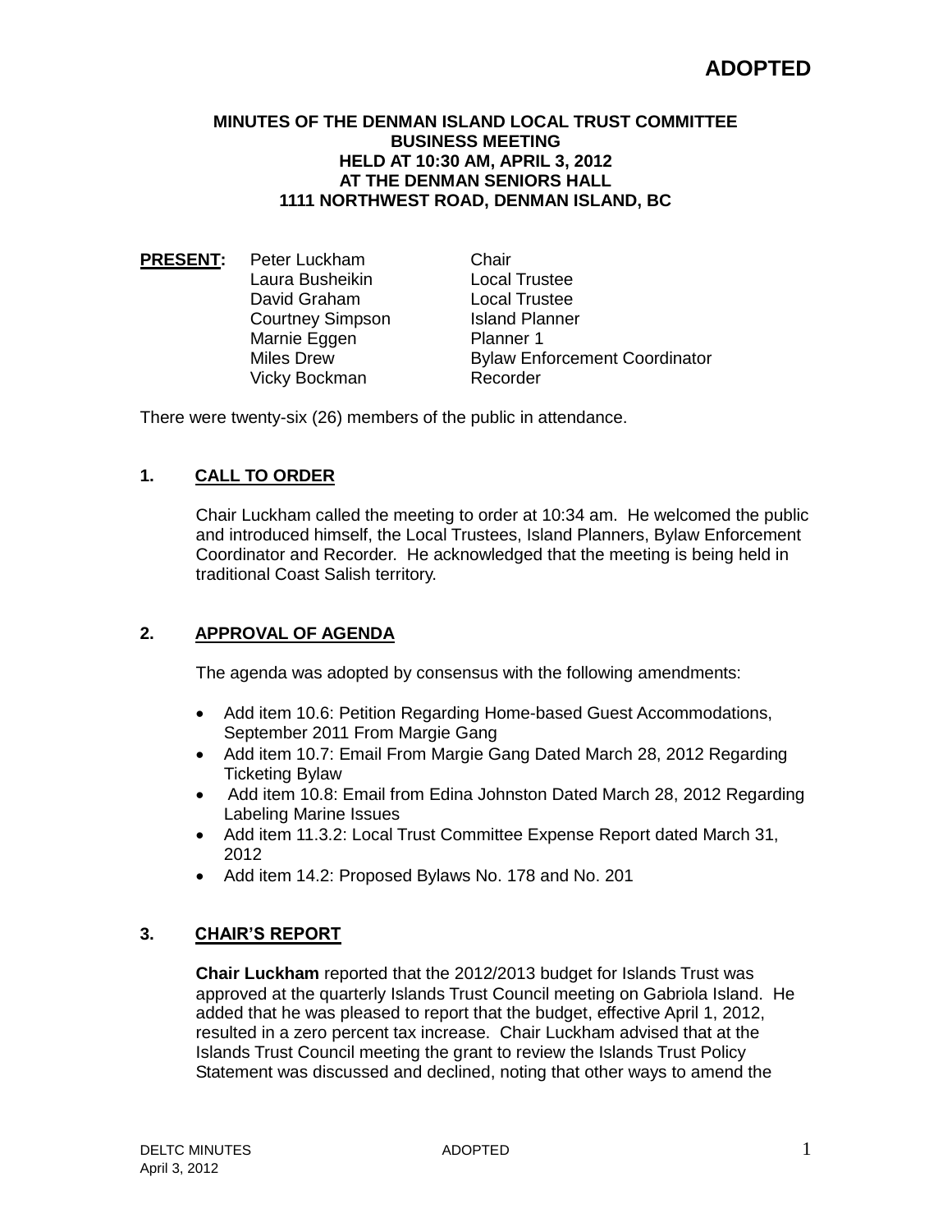# ADOPTED

**MINUTES OF THE DENMAN ISLAND LOCAL TRUST COMMITTEE**
**BUSINESS MEETING**
**HELD AT 10:30 AM, APRIL 3, 2012**
**AT THE DENMAN SENIORS HALL**
**1111 NORTHWEST ROAD, DENMAN ISLAND, BC**

| **PRESENT:** | | |
|---|---|---|
| | Peter Luckham | Chair |
| | Laura Busheikin | Local Trustee |
| | David Graham | Local Trustee |
| | Courtney Simpson | Island Planner |
| | Marnie Eggen | Planner 1 |
| | Miles Drew | Bylaw Enforcement Coordinator |
| | Vicky Bockman | Recorder |

There were twenty-six (26) members of the public in attendance.

## 1. CALL TO ORDER

Chair Luckham called the meeting to order at 10:34 am. He welcomed the public and introduced himself, the Local Trustees, Island Planners, Bylaw Enforcement Coordinator and Recorder. He acknowledged that the meeting is being held in traditional Coast Salish territory.

## 2. APPROVAL OF AGENDA

The agenda was adopted by consensus with the following amendments:

- Add item 10.6: Petition Regarding Home-based Guest Accommodations, September 2011 From Margie Gang
- Add item 10.7: Email From Margie Gang Dated March 28, 2012 Regarding Ticketing Bylaw
- Add item 10.8: Email from Edina Johnston Dated March 28, 2012 Regarding Labeling Marine Issues
- Add item 11.3.2: Local Trust Committee Expense Report dated March 31, 2012
- Add item 14.2: Proposed Bylaws No. 178 and No. 201

## 3. CHAIR'S REPORT

**Chair Luckham** reported that the 2012/2013 budget for Islands Trust was approved at the quarterly Islands Trust Council meeting on Gabriola Island. He added that he was pleased to report that the budget, effective April 1, 2012, resulted in a zero percent tax increase. Chair Luckham advised that at the Islands Trust Council meeting the grant to review the Islands Trust Policy Statement was discussed and declined, noting that other ways to amend the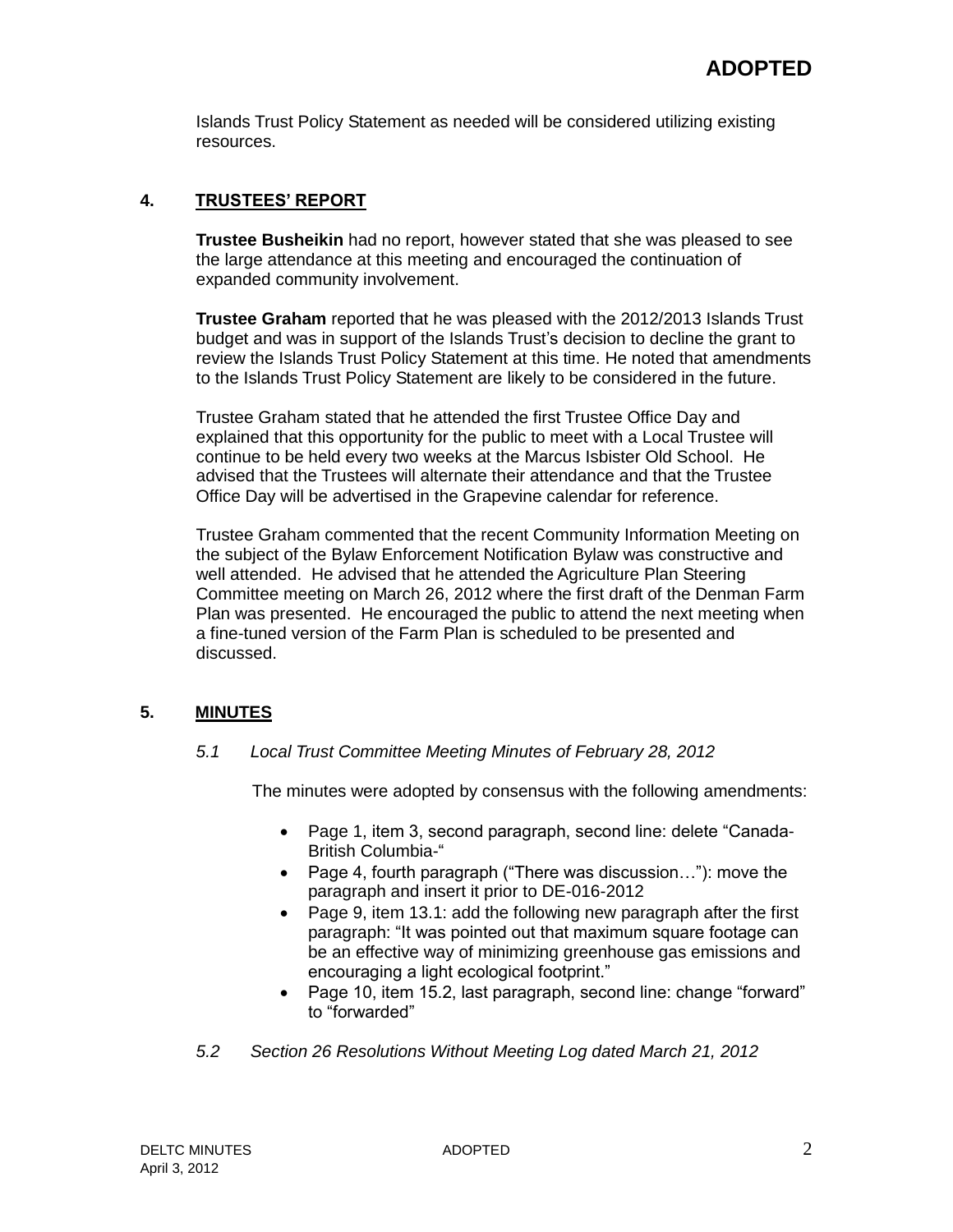Islands Trust Policy Statement as needed will be considered utilizing existing resources.

## 4. TRUSTEES' REPORT

**Trustee Busheikin** had no report, however stated that she was pleased to see the large attendance at this meeting and encouraged the continuation of expanded community involvement.

**Trustee Graham** reported that he was pleased with the 2012/2013 Islands Trust budget and was in support of the Islands Trust's decision to decline the grant to review the Islands Trust Policy Statement at this time. He noted that amendments to the Islands Trust Policy Statement are likely to be considered in the future.

Trustee Graham stated that he attended the first Trustee Office Day and explained that this opportunity for the public to meet with a Local Trustee will continue to be held every two weeks at the Marcus Isbister Old School. He advised that the Trustees will alternate their attendance and that the Trustee Office Day will be advertised in the Grapevine calendar for reference.

Trustee Graham commented that the recent Community Information Meeting on the subject of the Bylaw Enforcement Notification Bylaw was constructive and well attended. He advised that he attended the Agriculture Plan Steering Committee meeting on March 26, 2012 where the first draft of the Denman Farm Plan was presented. He encouraged the public to attend the next meeting when a fine-tuned version of the Farm Plan is scheduled to be presented and discussed.

## 5. MINUTES

### *5.1 Local Trust Committee Meeting Minutes of February 28, 2012*

The minutes were adopted by consensus with the following amendments:

- Page 1, item 3, second paragraph, second line: delete "Canada-British Columbia-"
- Page 4, fourth paragraph ("There was discussion…"): move the paragraph and insert it prior to DE-016-2012
- Page 9, item 13.1: add the following new paragraph after the first paragraph: "It was pointed out that maximum square footage can be an effective way of minimizing greenhouse gas emissions and encouraging a light ecological footprint."
- Page 10, item 15.2, last paragraph, second line: change "forward" to "forwarded"

### *5.2 Section 26 Resolutions Without Meeting Log dated March 21, 2012*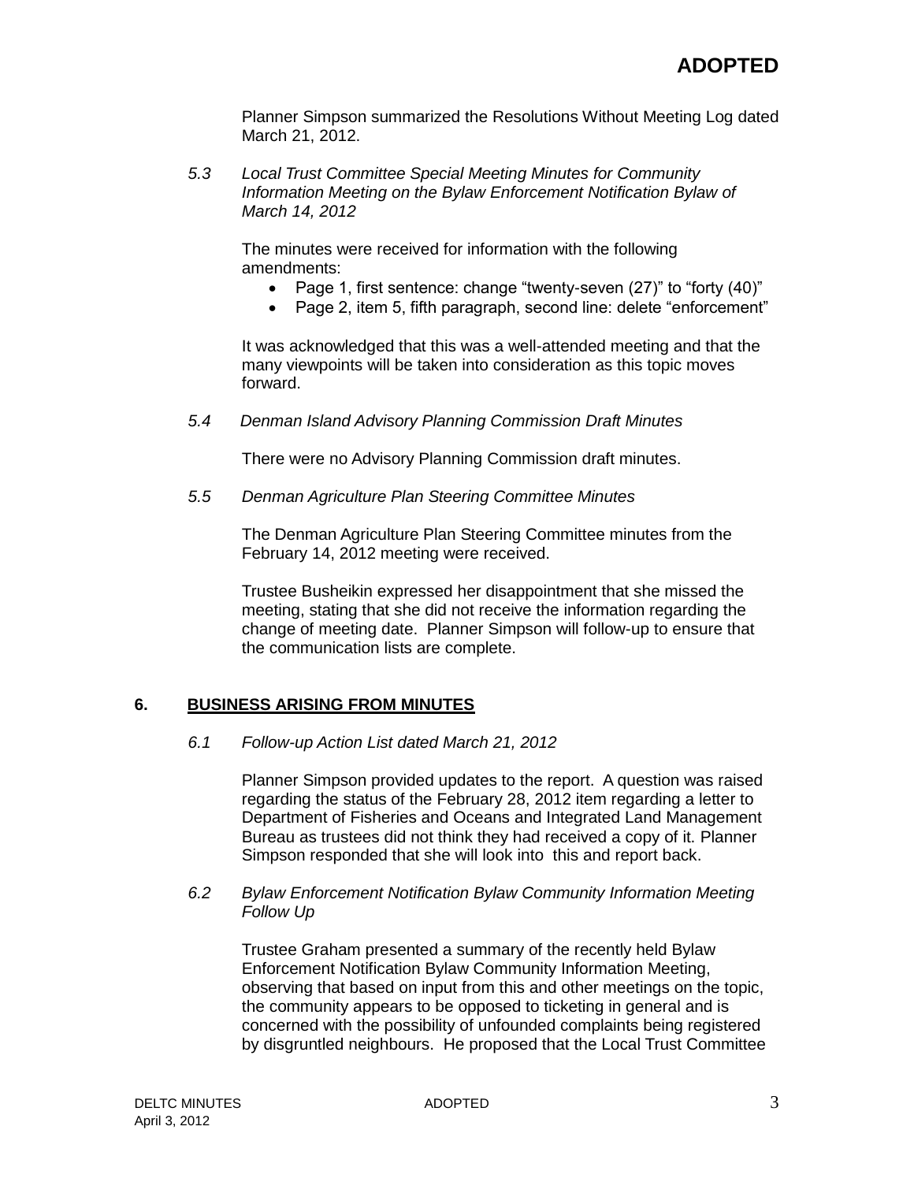Planner Simpson summarized the Resolutions Without Meeting Log dated March 21, 2012.

*5.3 Local Trust Committee Special Meeting Minutes for Community Information Meeting on the Bylaw Enforcement Notification Bylaw of March 14, 2012*

The minutes were received for information with the following amendments:

- Page 1, first sentence: change "twenty-seven (27)" to "forty (40)"
- Page 2, item 5, fifth paragraph, second line: delete "enforcement"

It was acknowledged that this was a well-attended meeting and that the many viewpoints will be taken into consideration as this topic moves forward.

*5.4 Denman Island Advisory Planning Commission Draft Minutes*

There were no Advisory Planning Commission draft minutes.

*5.5 Denman Agriculture Plan Steering Committee Minutes*

The Denman Agriculture Plan Steering Committee minutes from the February 14, 2012 meeting were received.

Trustee Busheikin expressed her disappointment that she missed the meeting, stating that she did not receive the information regarding the change of meeting date. Planner Simpson will follow-up to ensure that the communication lists are complete.

## 6. BUSINESS ARISING FROM MINUTES

*6.1 Follow-up Action List dated March 21, 2012*

Planner Simpson provided updates to the report. A question was raised regarding the status of the February 28, 2012 item regarding a letter to Department of Fisheries and Oceans and Integrated Land Management Bureau as trustees did not think they had received a copy of it. Planner Simpson responded that she will look into this and report back.

*6.2 Bylaw Enforcement Notification Bylaw Community Information Meeting Follow Up*

Trustee Graham presented a summary of the recently held Bylaw Enforcement Notification Bylaw Community Information Meeting, observing that based on input from this and other meetings on the topic, the community appears to be opposed to ticketing in general and is concerned with the possibility of unfounded complaints being registered by disgruntled neighbours. He proposed that the Local Trust Committee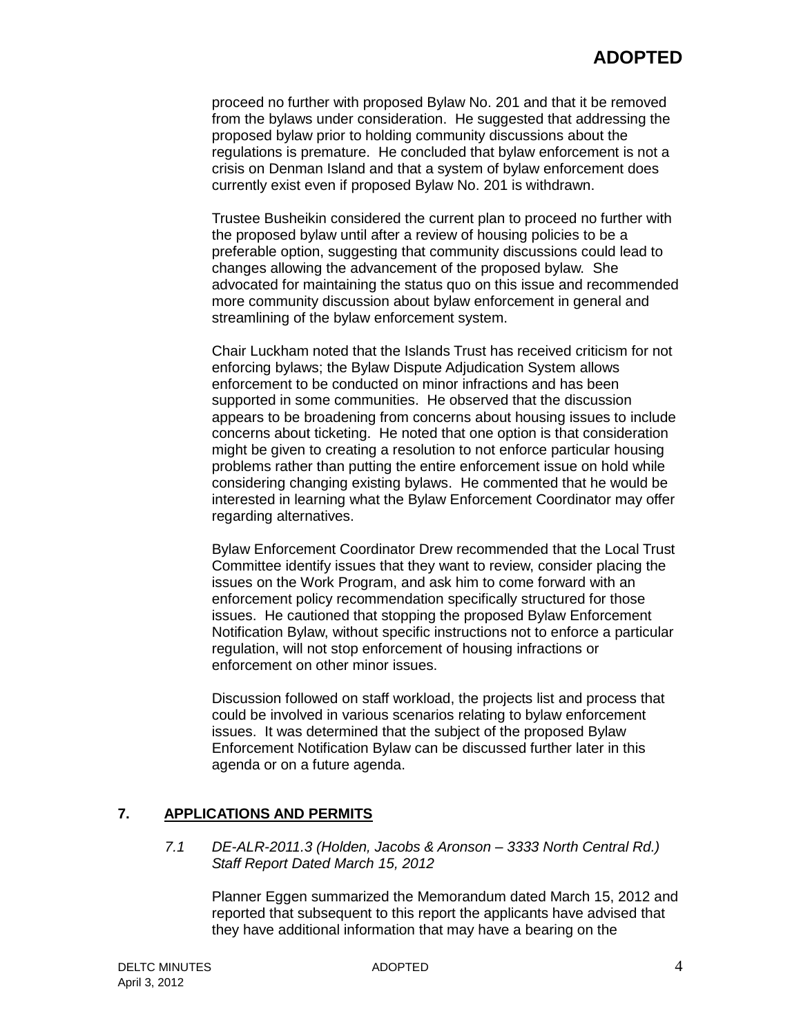proceed no further with proposed Bylaw No. 201 and that it be removed from the bylaws under consideration. He suggested that addressing the proposed bylaw prior to holding community discussions about the regulations is premature. He concluded that bylaw enforcement is not a crisis on Denman Island and that a system of bylaw enforcement does currently exist even if proposed Bylaw No. 201 is withdrawn.

Trustee Busheikin considered the current plan to proceed no further with the proposed bylaw until after a review of housing policies to be a preferable option, suggesting that community discussions could lead to changes allowing the advancement of the proposed bylaw. She advocated for maintaining the status quo on this issue and recommended more community discussion about bylaw enforcement in general and streamlining of the bylaw enforcement system.

Chair Luckham noted that the Islands Trust has received criticism for not enforcing bylaws; the Bylaw Dispute Adjudication System allows enforcement to be conducted on minor infractions and has been supported in some communities. He observed that the discussion appears to be broadening from concerns about housing issues to include concerns about ticketing. He noted that one option is that consideration might be given to creating a resolution to not enforce particular housing problems rather than putting the entire enforcement issue on hold while considering changing existing bylaws. He commented that he would be interested in learning what the Bylaw Enforcement Coordinator may offer regarding alternatives.

Bylaw Enforcement Coordinator Drew recommended that the Local Trust Committee identify issues that they want to review, consider placing the issues on the Work Program, and ask him to come forward with an enforcement policy recommendation specifically structured for those issues. He cautioned that stopping the proposed Bylaw Enforcement Notification Bylaw, without specific instructions not to enforce a particular regulation, will not stop enforcement of housing infractions or enforcement on other minor issues.

Discussion followed on staff workload, the projects list and process that could be involved in various scenarios relating to bylaw enforcement issues. It was determined that the subject of the proposed Bylaw Enforcement Notification Bylaw can be discussed further later in this agenda or on a future agenda.

## 7. APPLICATIONS AND PERMITS

### *7.1 DE-ALR-2011.3 (Holden, Jacobs & Aronson – 3333 North Central Rd.) Staff Report Dated March 15, 2012*

Planner Eggen summarized the Memorandum dated March 15, 2012 and reported that subsequent to this report the applicants have advised that they have additional information that may have a bearing on the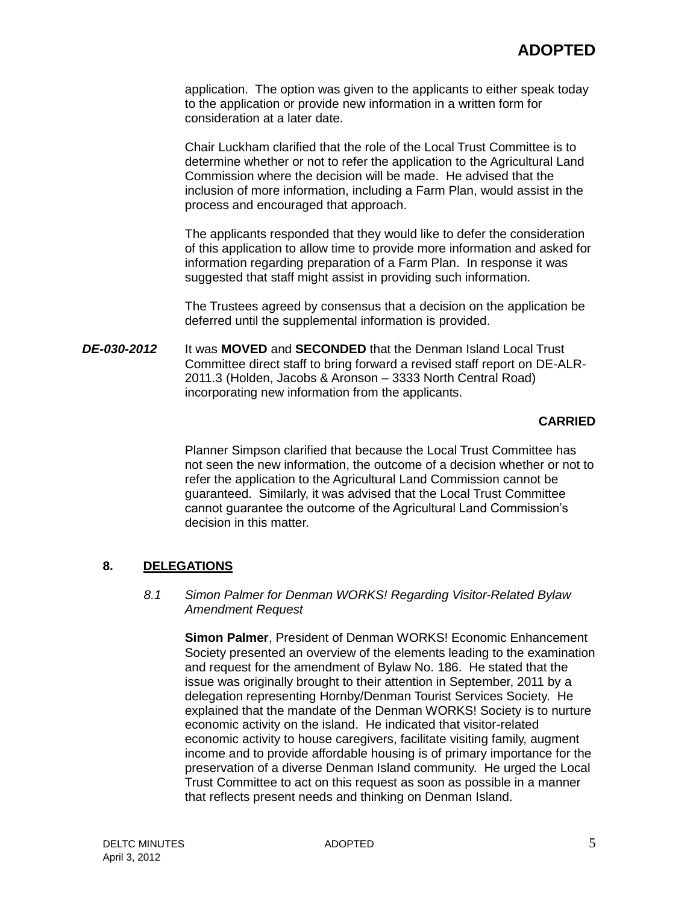**ADOPTED**

application. The option was given to the applicants to either speak today to the application or provide new information in a written form for consideration at a later date.

Chair Luckham clarified that the role of the Local Trust Committee is to determine whether or not to refer the application to the Agricultural Land Commission where the decision will be made. He advised that the inclusion of more information, including a Farm Plan, would assist in the process and encouraged that approach.

The applicants responded that they would like to defer the consideration of this application to allow time to provide more information and asked for information regarding preparation of a Farm Plan. In response it was suggested that staff might assist in providing such information.

The Trustees agreed by consensus that a decision on the application be deferred until the supplemental information is provided.

***DE-030-2012*** It was **MOVED** and **SECONDED** that the Denman Island Local Trust Committee direct staff to bring forward a revised staff report on DE-ALR-2011.3 (Holden, Jacobs & Aronson – 3333 North Central Road) incorporating new information from the applicants.

**CARRIED**

Planner Simpson clarified that because the Local Trust Committee has not seen the new information, the outcome of a decision whether or not to refer the application to the Agricultural Land Commission cannot be guaranteed. Similarly, it was advised that the Local Trust Committee cannot guarantee the outcome of the Agricultural Land Commission's decision in this matter.

## 8. DELEGATIONS

*8.1 Simon Palmer for Denman WORKS! Regarding Visitor-Related Bylaw Amendment Request*

**Simon Palmer**, President of Denman WORKS! Economic Enhancement Society presented an overview of the elements leading to the examination and request for the amendment of Bylaw No. 186. He stated that the issue was originally brought to their attention in September, 2011 by a delegation representing Hornby/Denman Tourist Services Society. He explained that the mandate of the Denman WORKS! Society is to nurture economic activity on the island. He indicated that visitor-related economic activity to house caregivers, facilitate visiting family, augment income and to provide affordable housing is of primary importance for the preservation of a diverse Denman Island community. He urged the Local Trust Committee to act on this request as soon as possible in a manner that reflects present needs and thinking on Denman Island.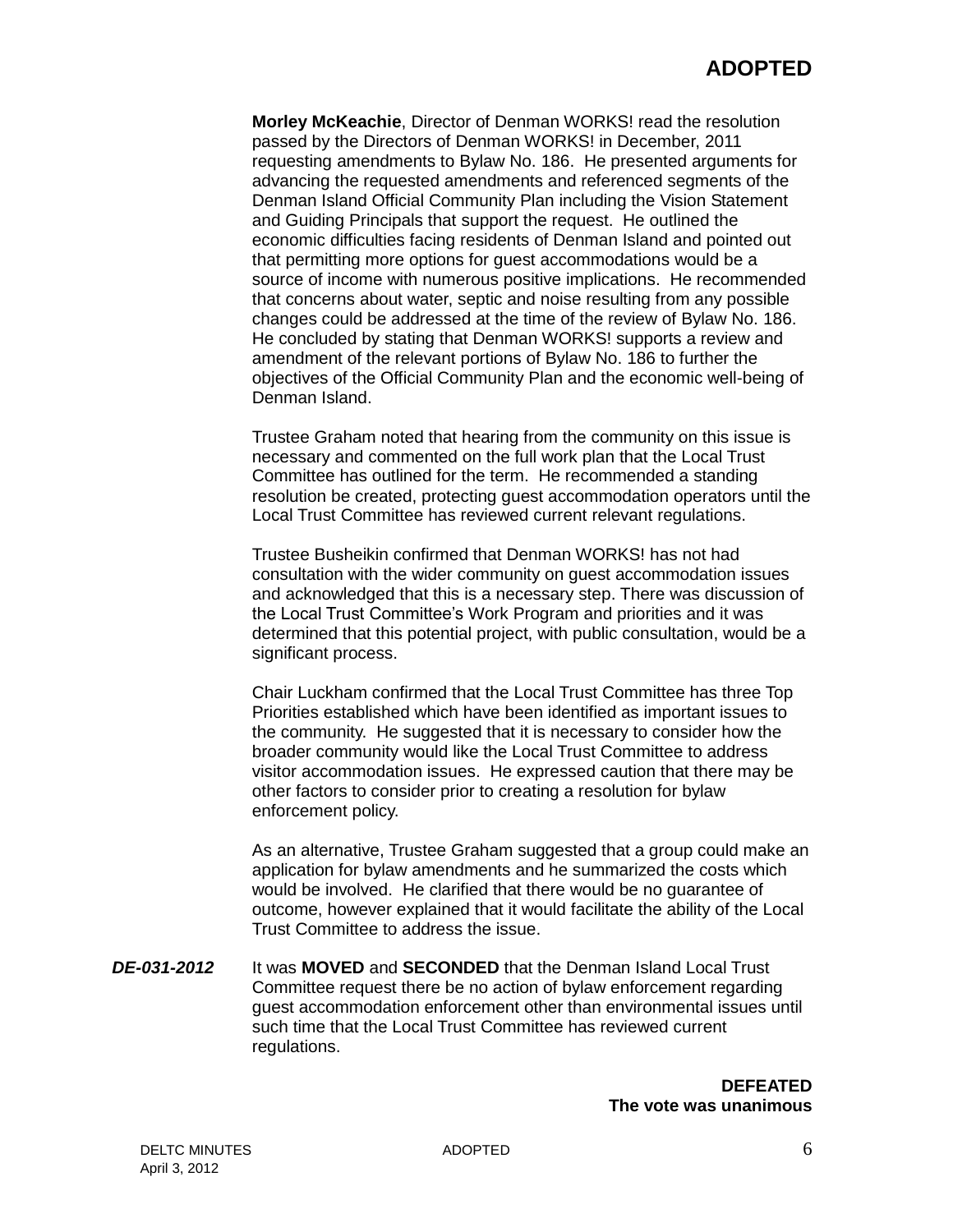**ADOPTED**

**Morley McKeachie**, Director of Denman WORKS! read the resolution passed by the Directors of Denman WORKS! in December, 2011 requesting amendments to Bylaw No. 186. He presented arguments for advancing the requested amendments and referenced segments of the Denman Island Official Community Plan including the Vision Statement and Guiding Principals that support the request. He outlined the economic difficulties facing residents of Denman Island and pointed out that permitting more options for guest accommodations would be a source of income with numerous positive implications. He recommended that concerns about water, septic and noise resulting from any possible changes could be addressed at the time of the review of Bylaw No. 186. He concluded by stating that Denman WORKS! supports a review and amendment of the relevant portions of Bylaw No. 186 to further the objectives of the Official Community Plan and the economic well-being of Denman Island.

Trustee Graham noted that hearing from the community on this issue is necessary and commented on the full work plan that the Local Trust Committee has outlined for the term. He recommended a standing resolution be created, protecting guest accommodation operators until the Local Trust Committee has reviewed current relevant regulations.

Trustee Busheikin confirmed that Denman WORKS! has not had consultation with the wider community on guest accommodation issues and acknowledged that this is a necessary step. There was discussion of the Local Trust Committee's Work Program and priorities and it was determined that this potential project, with public consultation, would be a significant process.

Chair Luckham confirmed that the Local Trust Committee has three Top Priorities established which have been identified as important issues to the community. He suggested that it is necessary to consider how the broader community would like the Local Trust Committee to address visitor accommodation issues. He expressed caution that there may be other factors to consider prior to creating a resolution for bylaw enforcement policy.

As an alternative, Trustee Graham suggested that a group could make an application for bylaw amendments and he summarized the costs which would be involved. He clarified that there would be no guarantee of outcome, however explained that it would facilitate the ability of the Local Trust Committee to address the issue.

***DE-031-2012*** It was **MOVED** and **SECONDED** that the Denman Island Local Trust Committee request there be no action of bylaw enforcement regarding guest accommodation enforcement other than environmental issues until such time that the Local Trust Committee has reviewed current regulations.

**DEFEATED**
**The vote was unanimous**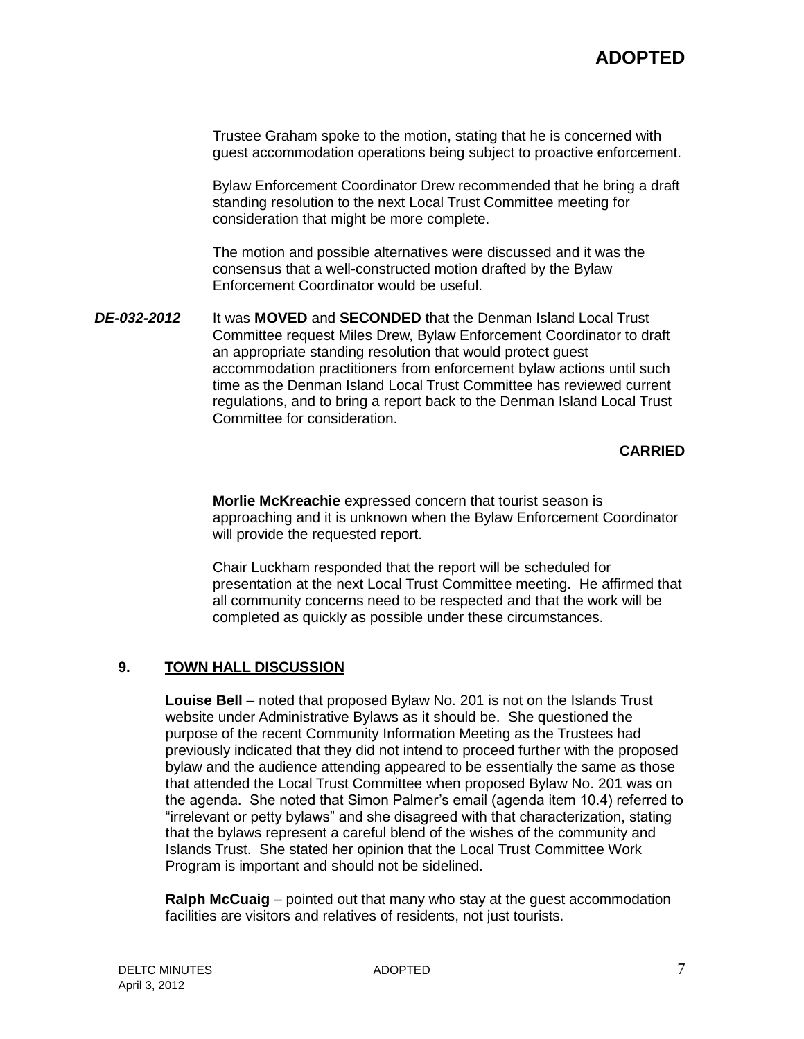Trustee Graham spoke to the motion, stating that he is concerned with guest accommodation operations being subject to proactive enforcement.

Bylaw Enforcement Coordinator Drew recommended that he bring a draft standing resolution to the next Local Trust Committee meeting for consideration that might be more complete.

The motion and possible alternatives were discussed and it was the consensus that a well-constructed motion drafted by the Bylaw Enforcement Coordinator would be useful.

***DE-032-2012*** It was **MOVED** and **SECONDED** that the Denman Island Local Trust Committee request Miles Drew, Bylaw Enforcement Coordinator to draft an appropriate standing resolution that would protect guest accommodation practitioners from enforcement bylaw actions until such time as the Denman Island Local Trust Committee has reviewed current regulations, and to bring a report back to the Denman Island Local Trust Committee for consideration.

**CARRIED**

**Morlie McKreachie** expressed concern that tourist season is approaching and it is unknown when the Bylaw Enforcement Coordinator will provide the requested report.

Chair Luckham responded that the report will be scheduled for presentation at the next Local Trust Committee meeting. He affirmed that all community concerns need to be respected and that the work will be completed as quickly as possible under these circumstances.

## 9. TOWN HALL DISCUSSION

**Louise Bell** – noted that proposed Bylaw No. 201 is not on the Islands Trust website under Administrative Bylaws as it should be. She questioned the purpose of the recent Community Information Meeting as the Trustees had previously indicated that they did not intend to proceed further with the proposed bylaw and the audience attending appeared to be essentially the same as those that attended the Local Trust Committee when proposed Bylaw No. 201 was on the agenda. She noted that Simon Palmer's email (agenda item 10.4) referred to "irrelevant or petty bylaws" and she disagreed with that characterization, stating that the bylaws represent a careful blend of the wishes of the community and Islands Trust. She stated her opinion that the Local Trust Committee Work Program is important and should not be sidelined.

**Ralph McCuaig** – pointed out that many who stay at the guest accommodation facilities are visitors and relatives of residents, not just tourists.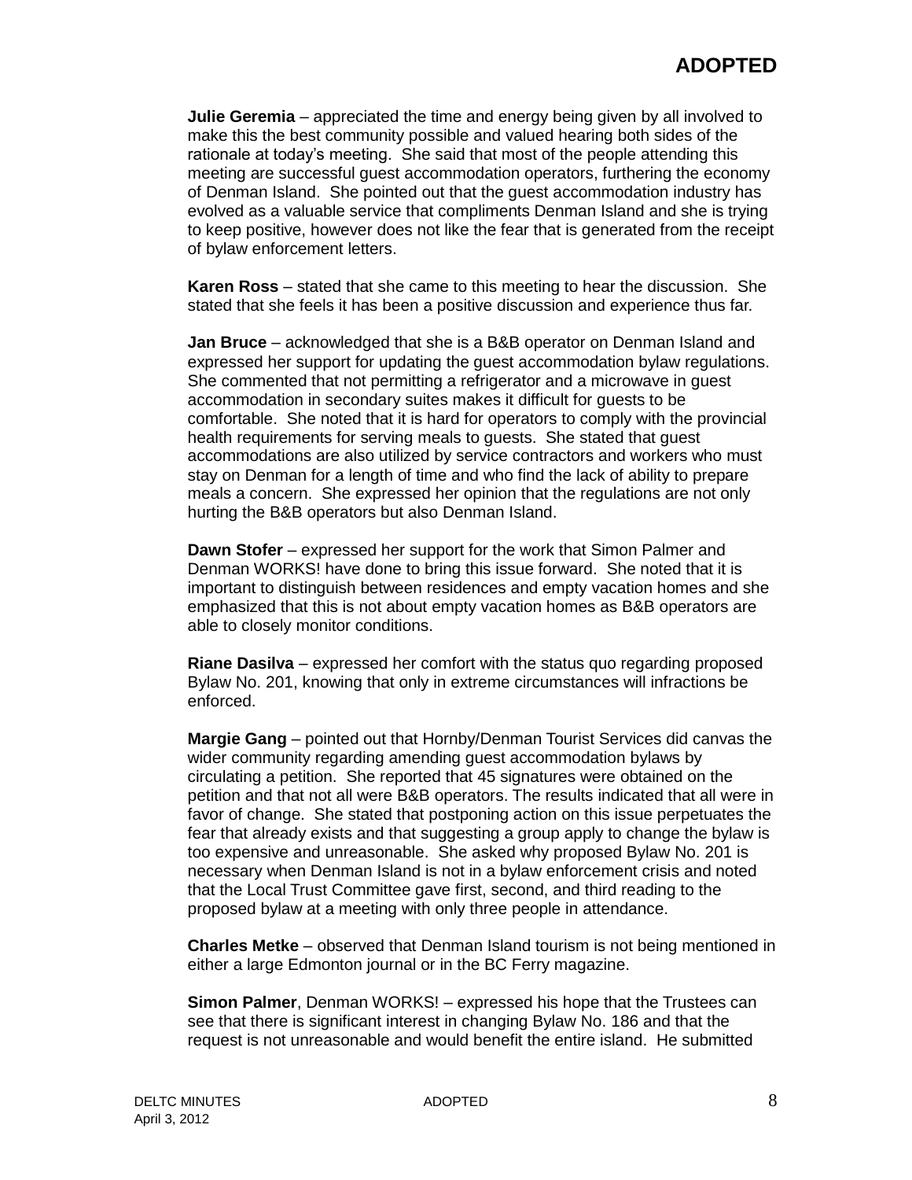**Julie Geremia** – appreciated the time and energy being given by all involved to make this the best community possible and valued hearing both sides of the rationale at today's meeting. She said that most of the people attending this meeting are successful guest accommodation operators, furthering the economy of Denman Island. She pointed out that the guest accommodation industry has evolved as a valuable service that compliments Denman Island and she is trying to keep positive, however does not like the fear that is generated from the receipt of bylaw enforcement letters.

**Karen Ross** – stated that she came to this meeting to hear the discussion. She stated that she feels it has been a positive discussion and experience thus far.

**Jan Bruce** – acknowledged that she is a B&B operator on Denman Island and expressed her support for updating the guest accommodation bylaw regulations. She commented that not permitting a refrigerator and a microwave in guest accommodation in secondary suites makes it difficult for guests to be comfortable. She noted that it is hard for operators to comply with the provincial health requirements for serving meals to guests. She stated that guest accommodations are also utilized by service contractors and workers who must stay on Denman for a length of time and who find the lack of ability to prepare meals a concern. She expressed her opinion that the regulations are not only hurting the B&B operators but also Denman Island.

**Dawn Stofer** – expressed her support for the work that Simon Palmer and Denman WORKS! have done to bring this issue forward. She noted that it is important to distinguish between residences and empty vacation homes and she emphasized that this is not about empty vacation homes as B&B operators are able to closely monitor conditions.

**Riane Dasilva** – expressed her comfort with the status quo regarding proposed Bylaw No. 201, knowing that only in extreme circumstances will infractions be enforced.

**Margie Gang** – pointed out that Hornby/Denman Tourist Services did canvas the wider community regarding amending guest accommodation bylaws by circulating a petition. She reported that 45 signatures were obtained on the petition and that not all were B&B operators. The results indicated that all were in favor of change. She stated that postponing action on this issue perpetuates the fear that already exists and that suggesting a group apply to change the bylaw is too expensive and unreasonable. She asked why proposed Bylaw No. 201 is necessary when Denman Island is not in a bylaw enforcement crisis and noted that the Local Trust Committee gave first, second, and third reading to the proposed bylaw at a meeting with only three people in attendance.

**Charles Metke** – observed that Denman Island tourism is not being mentioned in either a large Edmonton journal or in the BC Ferry magazine.

**Simon Palmer**, Denman WORKS! – expressed his hope that the Trustees can see that there is significant interest in changing Bylaw No. 186 and that the request is not unreasonable and would benefit the entire island. He submitted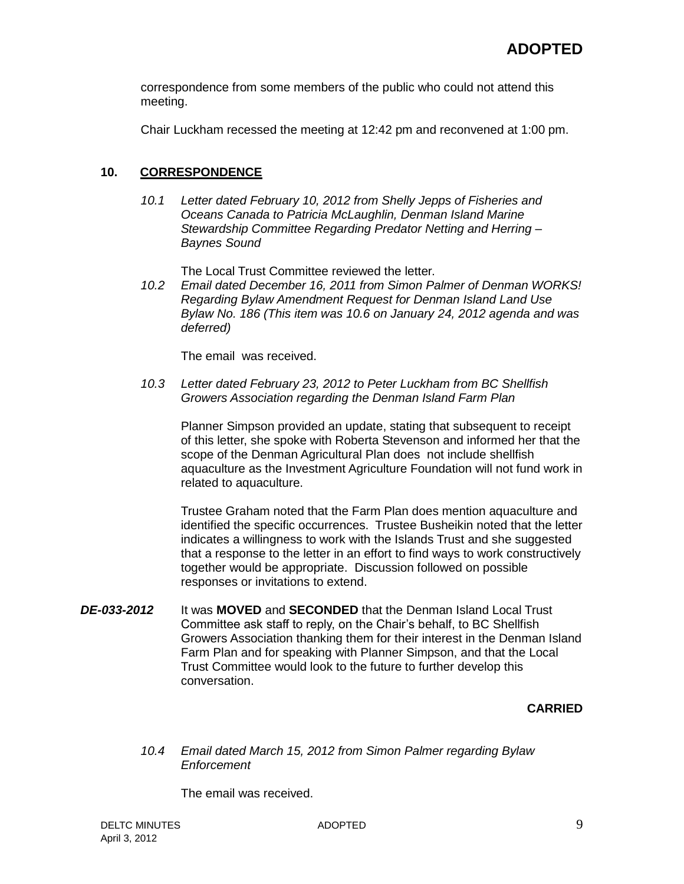correspondence from some members of the public who could not attend this meeting.

Chair Luckham recessed the meeting at 12:42 pm and reconvened at 1:00 pm.

## 10. CORRESPONDENCE

*10.1 Letter dated February 10, 2012 from Shelly Jepps of Fisheries and Oceans Canada to Patricia McLaughlin, Denman Island Marine Stewardship Committee Regarding Predator Netting and Herring – Baynes Sound*

The Local Trust Committee reviewed the letter.

*10.2 Email dated December 16, 2011 from Simon Palmer of Denman WORKS! Regarding Bylaw Amendment Request for Denman Island Land Use Bylaw No. 186 (This item was 10.6 on January 24, 2012 agenda and was deferred)*

The email was received.

*10.3 Letter dated February 23, 2012 to Peter Luckham from BC Shellfish Growers Association regarding the Denman Island Farm Plan*

Planner Simpson provided an update, stating that subsequent to receipt of this letter, she spoke with Roberta Stevenson and informed her that the scope of the Denman Agricultural Plan does not include shellfish aquaculture as the Investment Agriculture Foundation will not fund work in related to aquaculture.

Trustee Graham noted that the Farm Plan does mention aquaculture and identified the specific occurrences. Trustee Busheikin noted that the letter indicates a willingness to work with the Islands Trust and she suggested that a response to the letter in an effort to find ways to work constructively together would be appropriate. Discussion followed on possible responses or invitations to extend.

***DE-033-2012*** It was **MOVED** and **SECONDED** that the Denman Island Local Trust Committee ask staff to reply, on the Chair's behalf, to BC Shellfish Growers Association thanking them for their interest in the Denman Island Farm Plan and for speaking with Planner Simpson, and that the Local Trust Committee would look to the future to further develop this conversation.

**CARRIED**

*10.4 Email dated March 15, 2012 from Simon Palmer regarding Bylaw Enforcement*

The email was received.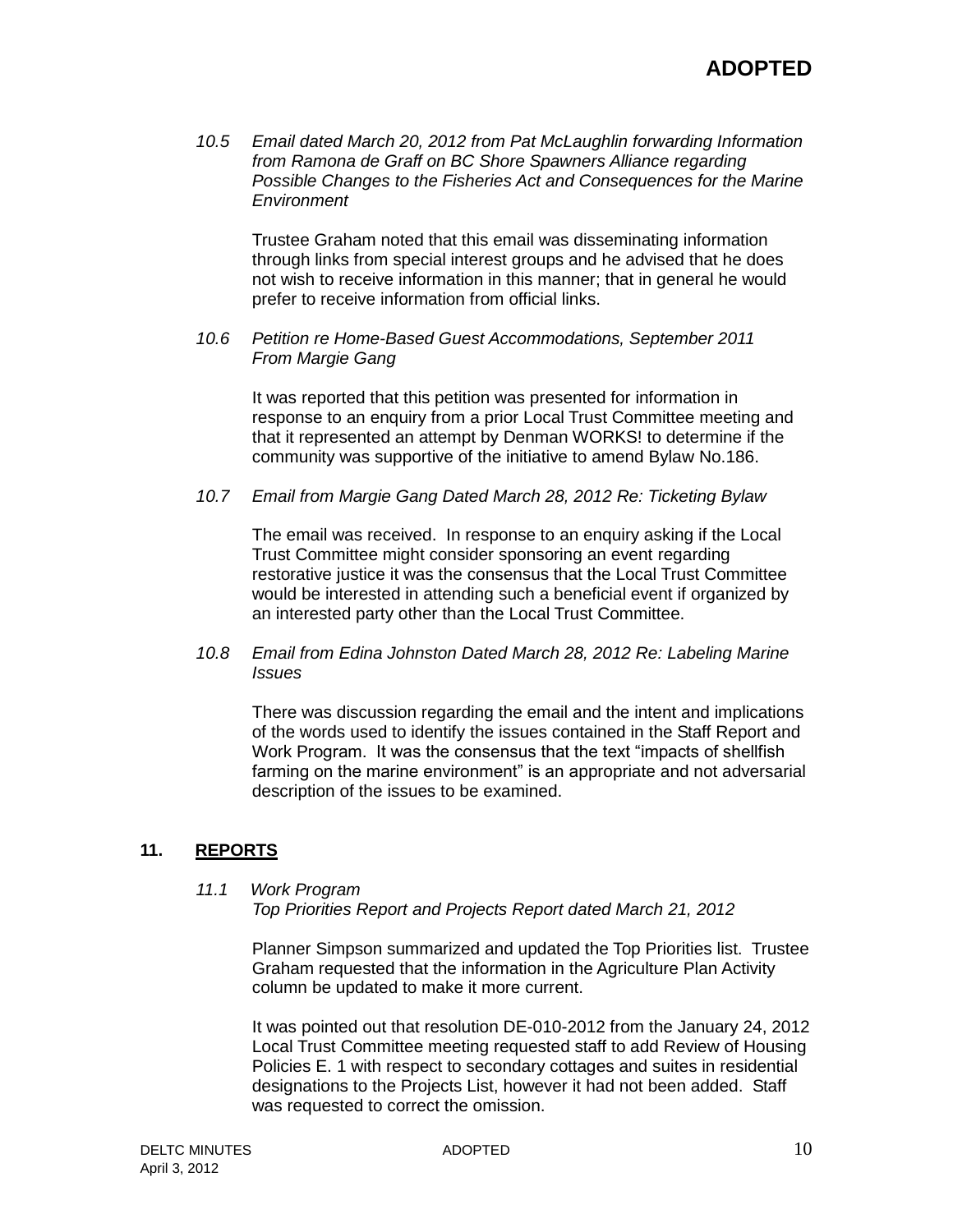**ADOPTED**

*10.5 Email dated March 20, 2012 from Pat McLaughlin forwarding Information from Ramona de Graff on BC Shore Spawners Alliance regarding Possible Changes to the Fisheries Act and Consequences for the Marine Environment*

Trustee Graham noted that this email was disseminating information through links from special interest groups and he advised that he does not wish to receive information in this manner; that in general he would prefer to receive information from official links.

*10.6 Petition re Home-Based Guest Accommodations, September 2011 From Margie Gang*

It was reported that this petition was presented for information in response to an enquiry from a prior Local Trust Committee meeting and that it represented an attempt by Denman WORKS! to determine if the community was supportive of the initiative to amend Bylaw No.186.

*10.7 Email from Margie Gang Dated March 28, 2012 Re: Ticketing Bylaw*

The email was received. In response to an enquiry asking if the Local Trust Committee might consider sponsoring an event regarding restorative justice it was the consensus that the Local Trust Committee would be interested in attending such a beneficial event if organized by an interested party other than the Local Trust Committee.

*10.8 Email from Edina Johnston Dated March 28, 2012 Re: Labeling Marine Issues*

There was discussion regarding the email and the intent and implications of the words used to identify the issues contained in the Staff Report and Work Program. It was the consensus that the text "impacts of shellfish farming on the marine environment" is an appropriate and not adversarial description of the issues to be examined.

## 11. REPORTS

*11.1 Work Program*
*Top Priorities Report and Projects Report dated March 21, 2012*

Planner Simpson summarized and updated the Top Priorities list. Trustee Graham requested that the information in the Agriculture Plan Activity column be updated to make it more current.

It was pointed out that resolution DE-010-2012 from the January 24, 2012 Local Trust Committee meeting requested staff to add Review of Housing Policies E. 1 with respect to secondary cottages and suites in residential designations to the Projects List, however it had not been added. Staff was requested to correct the omission.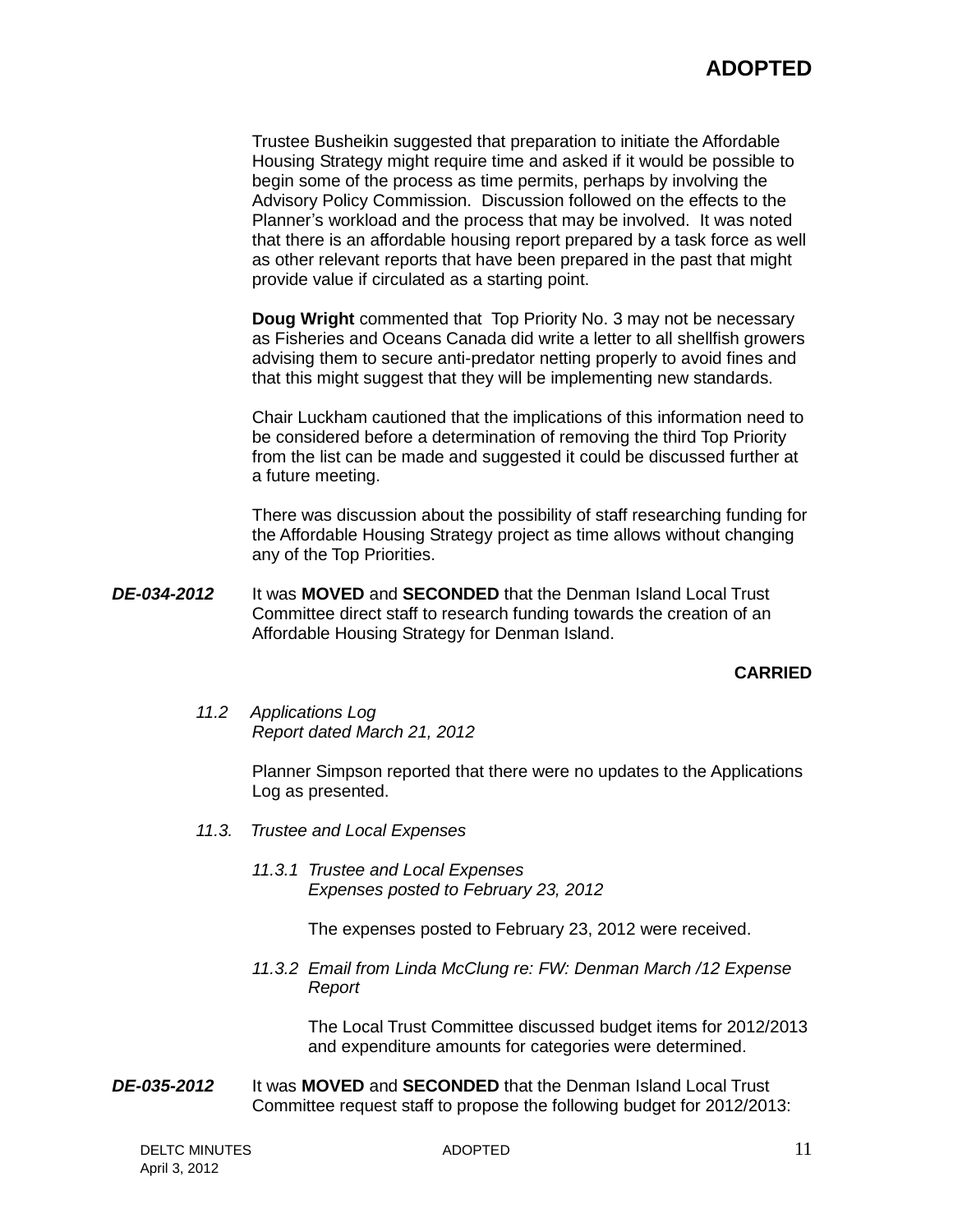**ADOPTED**

Trustee Busheikin suggested that preparation to initiate the Affordable Housing Strategy might require time and asked if it would be possible to begin some of the process as time permits, perhaps by involving the Advisory Policy Commission. Discussion followed on the effects to the Planner's workload and the process that may be involved. It was noted that there is an affordable housing report prepared by a task force as well as other relevant reports that have been prepared in the past that might provide value if circulated as a starting point.

**Doug Wright** commented that Top Priority No. 3 may not be necessary as Fisheries and Oceans Canada did write a letter to all shellfish growers advising them to secure anti-predator netting properly to avoid fines and that this might suggest that they will be implementing new standards.

Chair Luckham cautioned that the implications of this information need to be considered before a determination of removing the third Top Priority from the list can be made and suggested it could be discussed further at a future meeting.

There was discussion about the possibility of staff researching funding for the Affordable Housing Strategy project as time allows without changing any of the Top Priorities.

***DE-034-2012*** It was **MOVED** and **SECONDED** that the Denman Island Local Trust Committee direct staff to research funding towards the creation of an Affordable Housing Strategy for Denman Island.

**CARRIED**

*11.2 Applications Log*
*Report dated March 21, 2012*

Planner Simpson reported that there were no updates to the Applications Log as presented.

*11.3. Trustee and Local Expenses*

*11.3.1 Trustee and Local Expenses*
*Expenses posted to February 23, 2012*

The expenses posted to February 23, 2012 were received.

*11.3.2 Email from Linda McClung re: FW: Denman March /12 Expense Report*

The Local Trust Committee discussed budget items for 2012/2013 and expenditure amounts for categories were determined.

***DE-035-2012*** It was **MOVED** and **SECONDED** that the Denman Island Local Trust Committee request staff to propose the following budget for 2012/2013: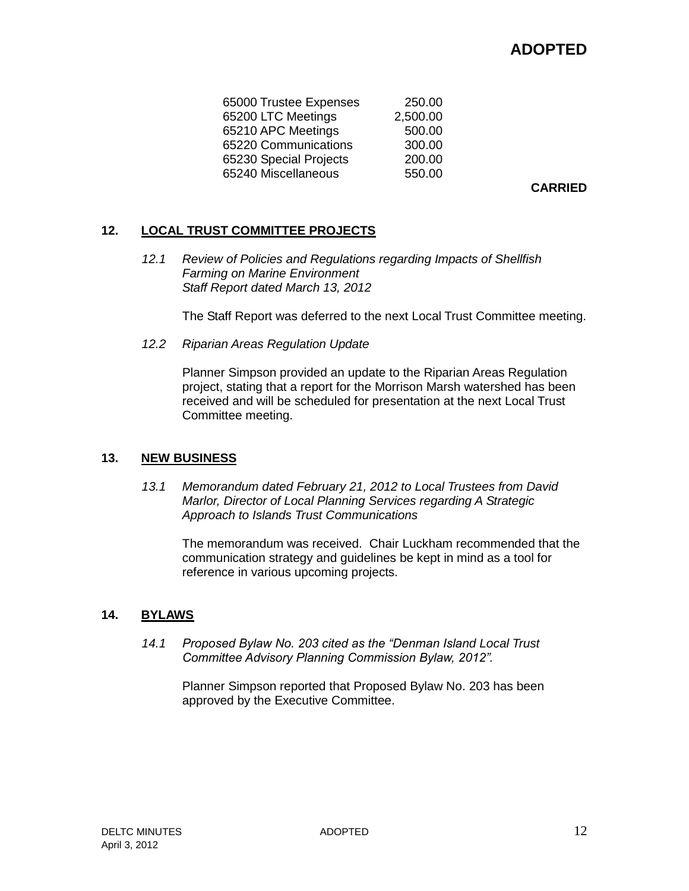**ADOPTED**

| | |
|---|---|
| 65000 Trustee Expenses | 250.00 |
| 65200 LTC Meetings | 2,500.00 |
| 65210 APC Meetings | 500.00 |
| 65220 Communications | 300.00 |
| 65230 Special Projects | 200.00 |
| 65240 Miscellaneous | 550.00 |

**CARRIED**

## 12. LOCAL TRUST COMMITTEE PROJECTS

*12.1 Review of Policies and Regulations regarding Impacts of Shellfish Farming on Marine Environment*
*Staff Report dated March 13, 2012*

The Staff Report was deferred to the next Local Trust Committee meeting.

*12.2 Riparian Areas Regulation Update*

Planner Simpson provided an update to the Riparian Areas Regulation project, stating that a report for the Morrison Marsh watershed has been received and will be scheduled for presentation at the next Local Trust Committee meeting.

## 13. NEW BUSINESS

*13.1 Memorandum dated February 21, 2012 to Local Trustees from David Marlor, Director of Local Planning Services regarding A Strategic Approach to Islands Trust Communications*

The memorandum was received. Chair Luckham recommended that the communication strategy and guidelines be kept in mind as a tool for reference in various upcoming projects.

## 14. BYLAWS

*14.1 Proposed Bylaw No. 203 cited as the "Denman Island Local Trust Committee Advisory Planning Commission Bylaw, 2012".*

Planner Simpson reported that Proposed Bylaw No. 203 has been approved by the Executive Committee.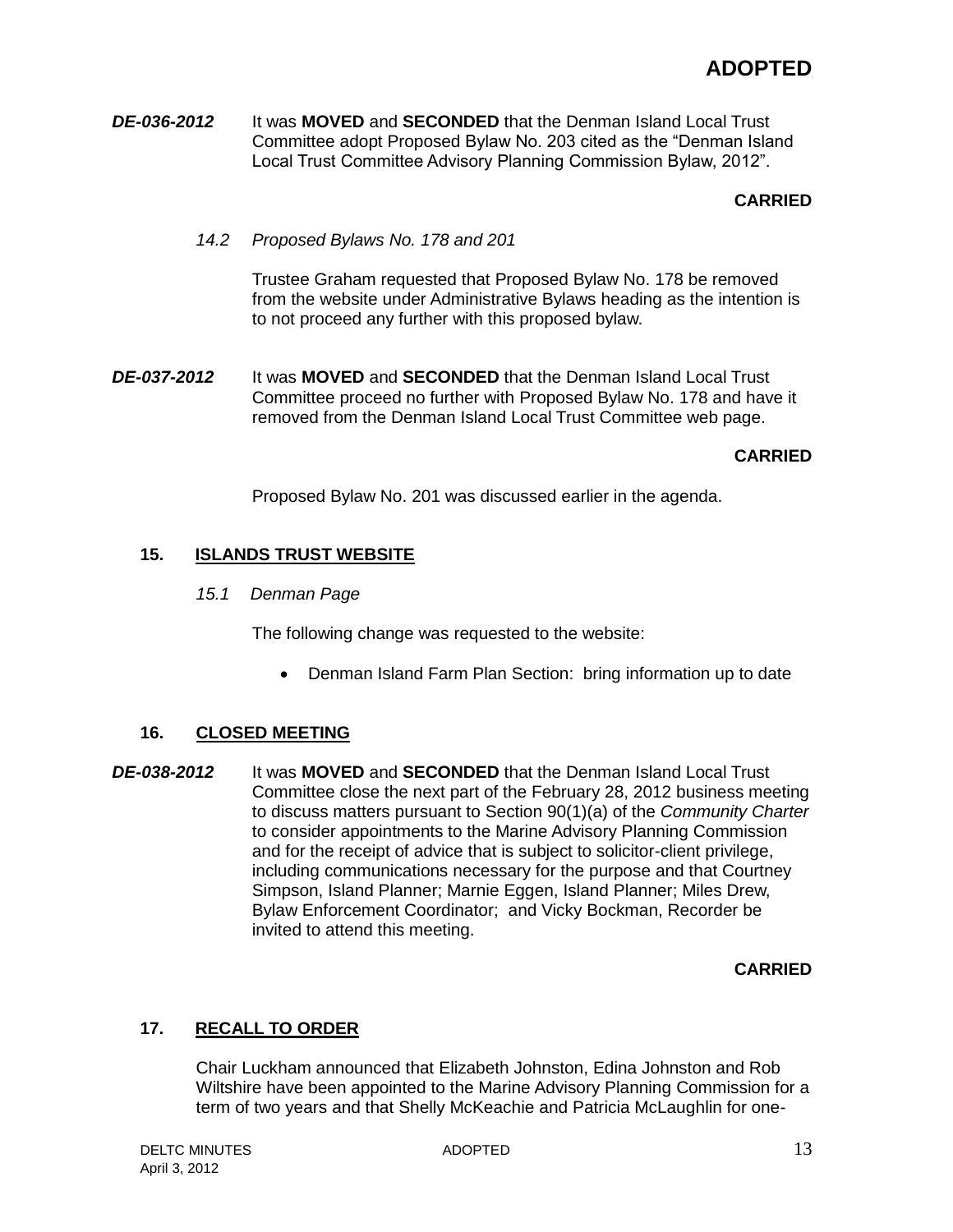**ADOPTED**

***DE-036-2012*** It was **MOVED** and **SECONDED** that the Denman Island Local Trust Committee adopt Proposed Bylaw No. 203 cited as the "Denman Island Local Trust Committee Advisory Planning Commission Bylaw, 2012".

**CARRIED**

*14.2 Proposed Bylaws No. 178 and 201*

Trustee Graham requested that Proposed Bylaw No. 178 be removed from the website under Administrative Bylaws heading as the intention is to not proceed any further with this proposed bylaw.

***DE-037-2012*** It was **MOVED** and **SECONDED** that the Denman Island Local Trust Committee proceed no further with Proposed Bylaw No. 178 and have it removed from the Denman Island Local Trust Committee web page.

**CARRIED**

Proposed Bylaw No. 201 was discussed earlier in the agenda.

## 15. ISLANDS TRUST WEBSITE

*15.1 Denman Page*

The following change was requested to the website:

- Denman Island Farm Plan Section: bring information up to date

## 16. CLOSED MEETING

***DE-038-2012*** It was **MOVED** and **SECONDED** that the Denman Island Local Trust Committee close the next part of the February 28, 2012 business meeting to discuss matters pursuant to Section 90(1)(a) of the *Community Charter* to consider appointments to the Marine Advisory Planning Commission and for the receipt of advice that is subject to solicitor-client privilege, including communications necessary for the purpose and that Courtney Simpson, Island Planner; Marnie Eggen, Island Planner; Miles Drew, Bylaw Enforcement Coordinator; and Vicky Bockman, Recorder be invited to attend this meeting.

**CARRIED**

## 17. RECALL TO ORDER

Chair Luckham announced that Elizabeth Johnston, Edina Johnston and Rob Wiltshire have been appointed to the Marine Advisory Planning Commission for a term of two years and that Shelly McKeachie and Patricia McLaughlin for one-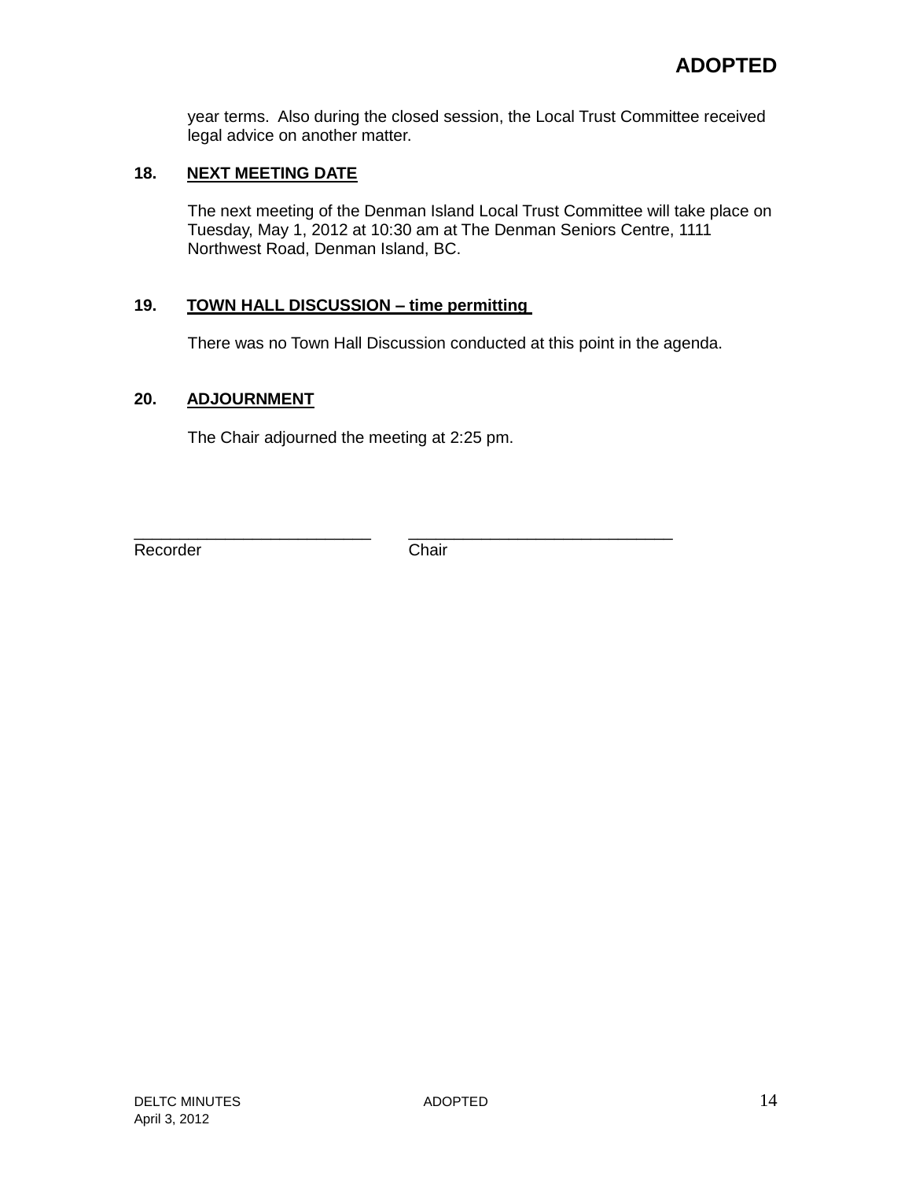**ADOPTED**

year terms. Also during the closed session, the Local Trust Committee received legal advice on another matter.

## 18. NEXT MEETING DATE

The next meeting of the Denman Island Local Trust Committee will take place on Tuesday, May 1, 2012 at 10:30 am at The Denman Seniors Centre, 1111 Northwest Road, Denman Island, BC.

## 19. TOWN HALL DISCUSSION – time permitting

There was no Town Hall Discussion conducted at this point in the agenda.

## 20. ADJOURNMENT

The Chair adjourned the meeting at 2:25 pm.

\_\_\_\_\_\_\_\_\_\_\_\_\_\_\_\_\_\_\_\_\_\_\_\_\_\_ \_\_\_\_\_\_\_\_\_\_\_\_\_\_\_\_\_\_\_\_\_\_\_\_\_\_\_\_\_

Recorder Chair